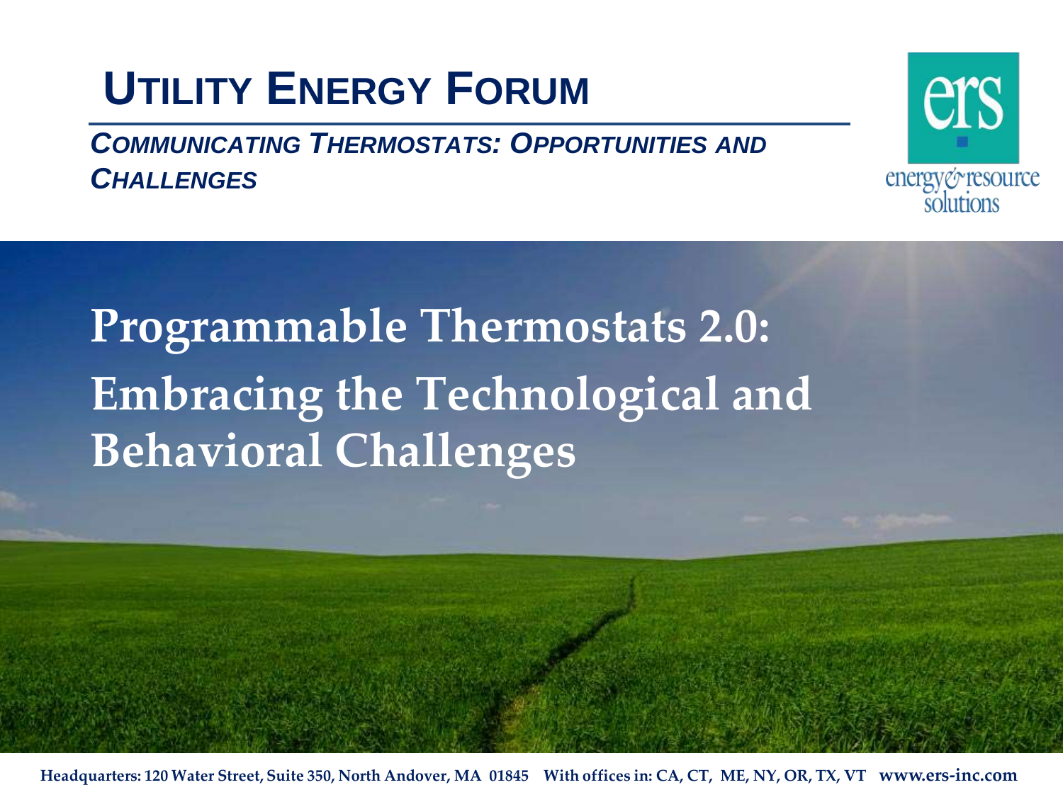# Utility Energy Forum

*Communicating Thermostats: Opportunities and Challenges*

energy & resource solutions

## Programmable Thermostats 2.0: Embracing the Technological and Behavioral Challenges

Headquarters: 120 Water Street, Suite 350, North Andover, MA 01845 With offices in: CA, CT, ME, NY, OR, TX, VT www.ers-inc.com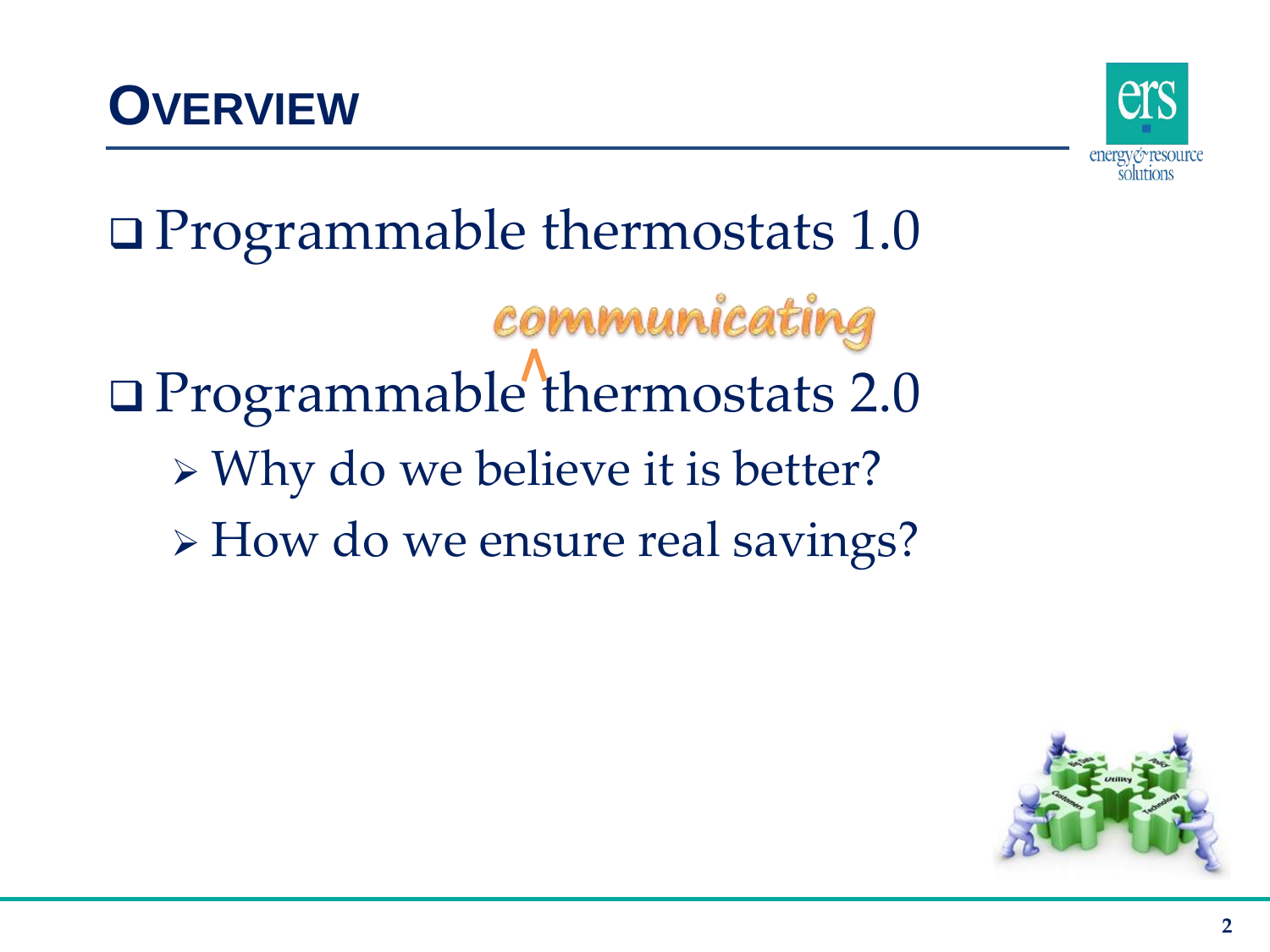# Overview

- Programmable thermostats 1.0
- Programmable ^communicating thermostats 2.0
  - Why do we believe it is better?
  - How do we ensure real savings?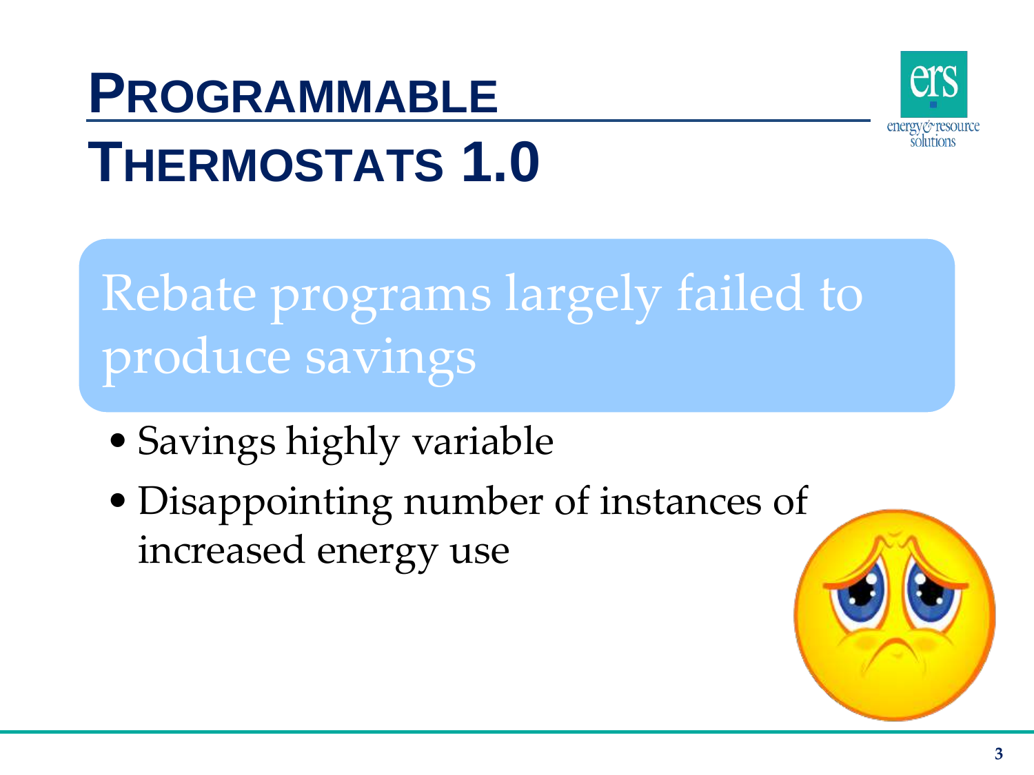# Programmable Thermostats 1.0

## Rebate programs largely failed to produce savings

- Savings highly variable
- Disappointing number of instances of increased energy use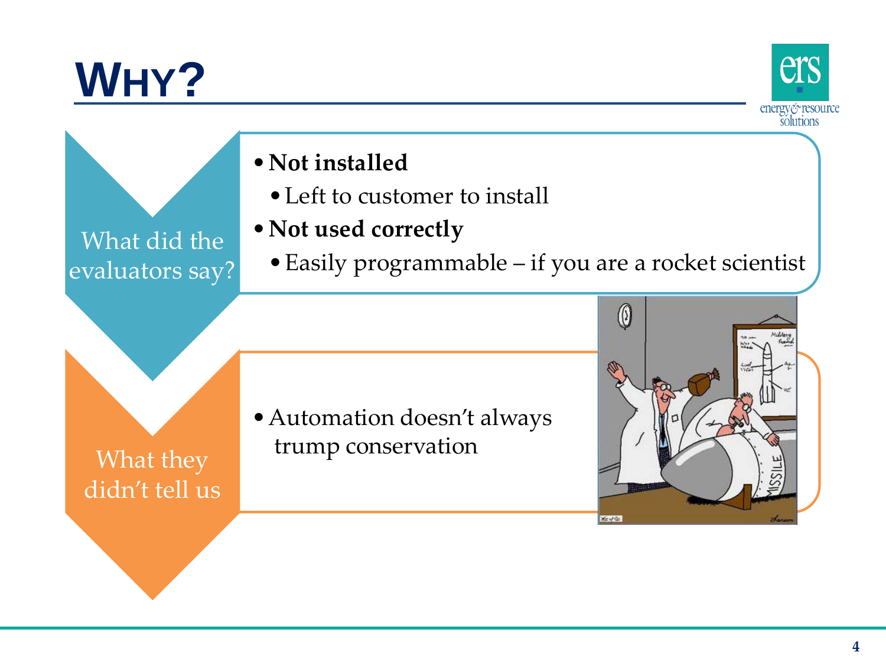# Why?

## What did the evaluators say?

- **Not installed**
  - Left to customer to install
- **Not used correctly**
  - Easily programmable – if you are a rocket scientist

## What they didn't tell us

- Automation doesn't always trump conservation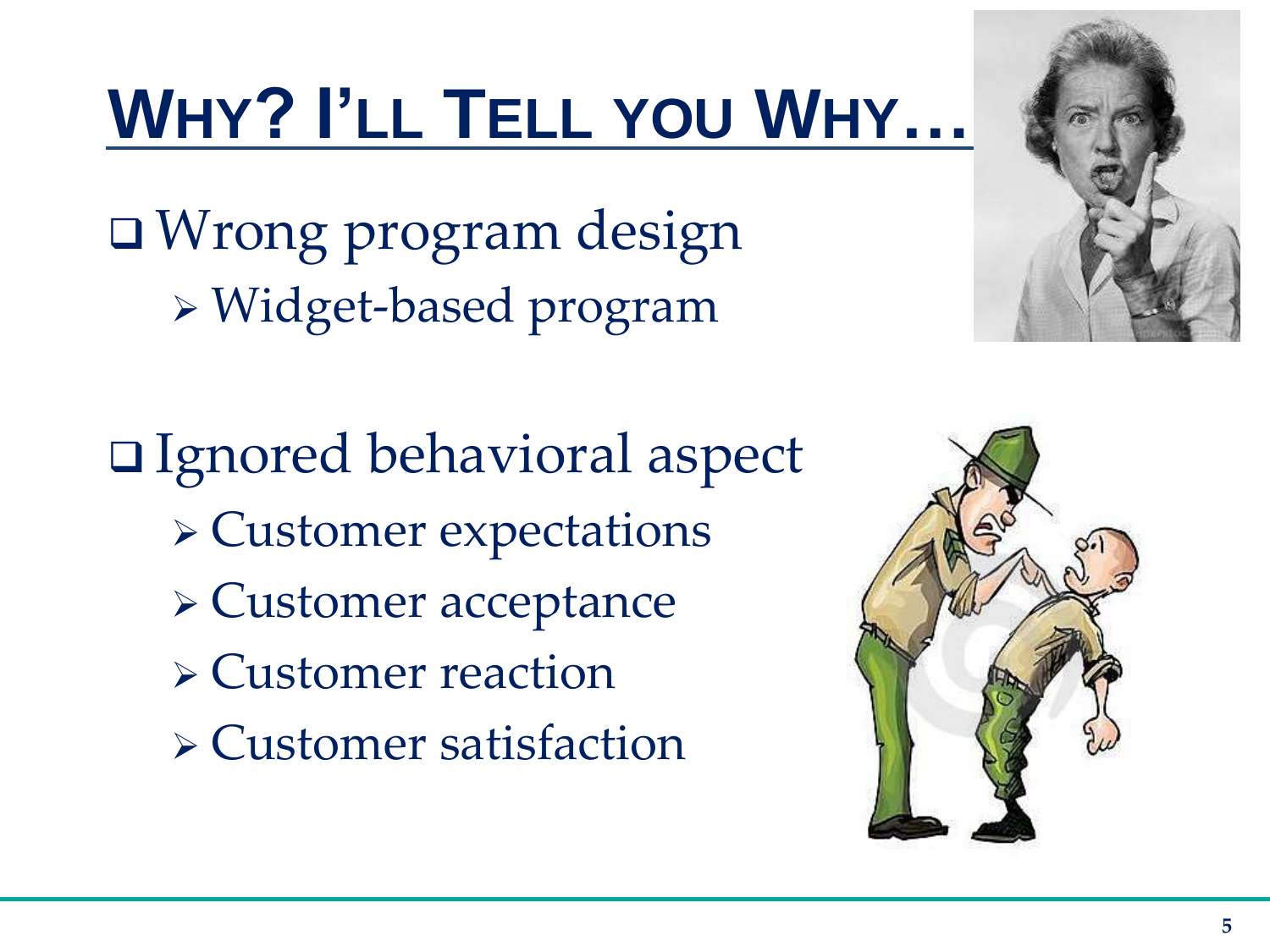# Why? I'll Tell you Why…

- Wrong program design
  - Widget-based program

- Ignored behavioral aspect
  - Customer expectations
  - Customer acceptance
  - Customer reaction
  - Customer satisfaction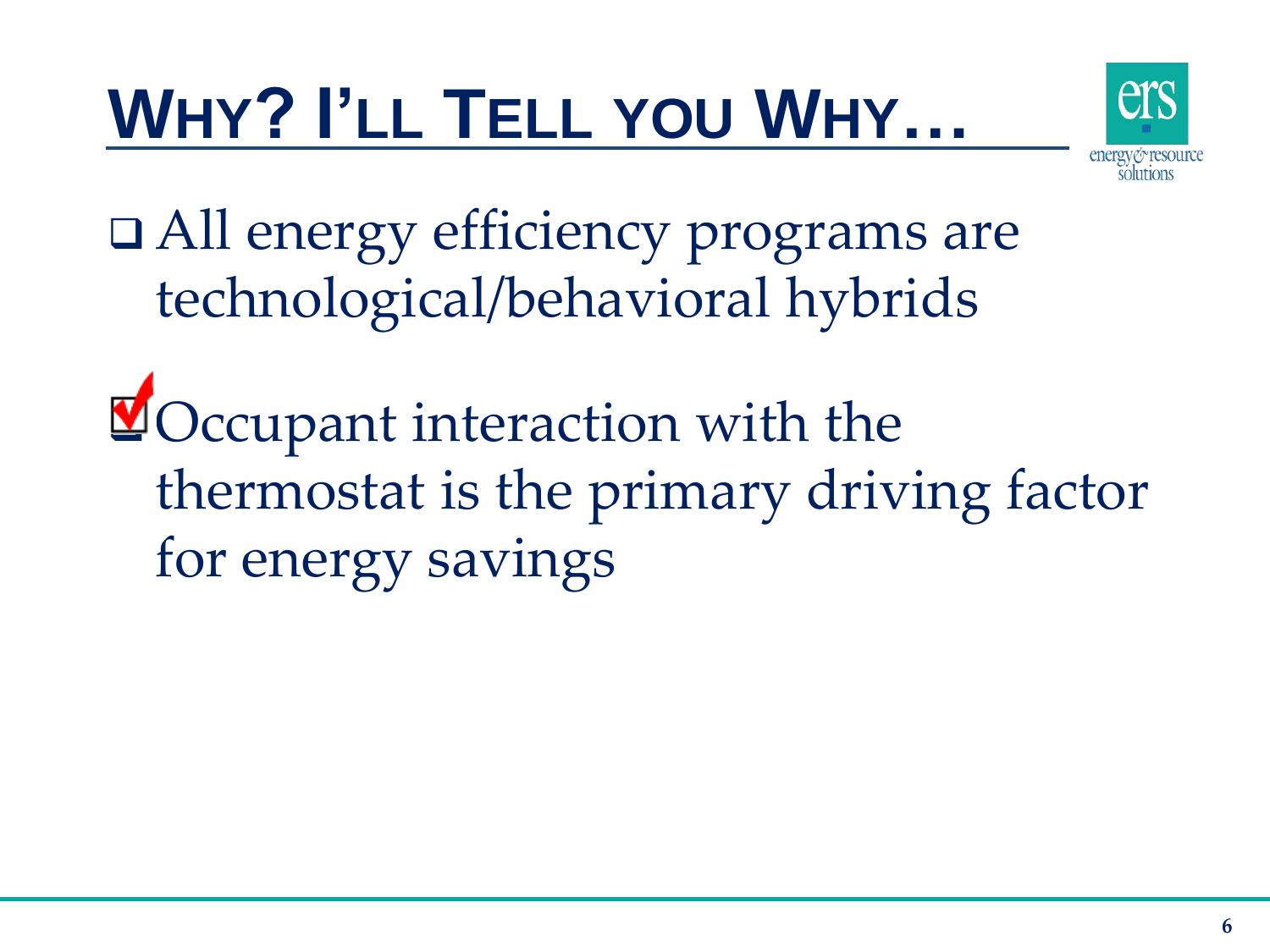# WHY? I'LL TELL YOU WHY…

- All energy efficiency programs are technological/behavioral hybrids
- Occupant interaction with the thermostat is the primary driving factor for energy savings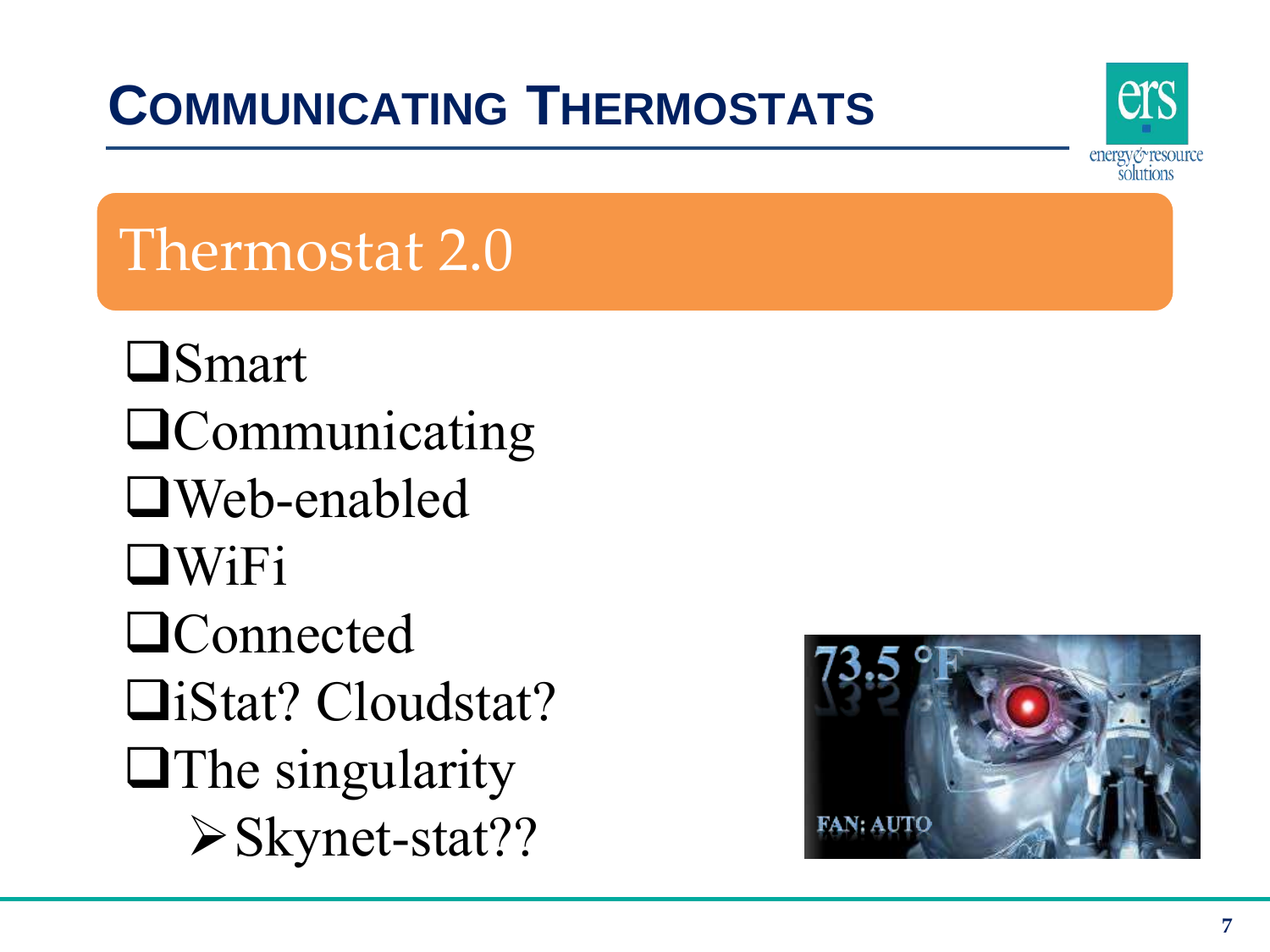# Communicating Thermostats

## Thermostat 2.0

- ❑ Smart
- ❑ Communicating
- ❑ Web-enabled
- ❑ WiFi
- ❑ Connected
- ❑ iStat? Cloudstat?
- ❑ The singularity
  - ➢ Skynet-stat??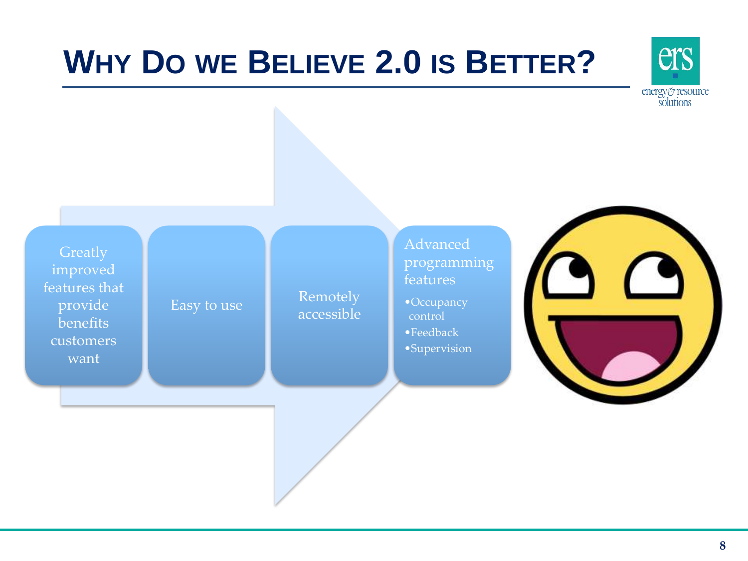# Why Do we Believe 2.0 is Better?

- Greatly improved features that provide benefits customers want
- Easy to use
- Remotely accessible
- Advanced programming features
  - Occupancy control
  - Feedback
  - Supervision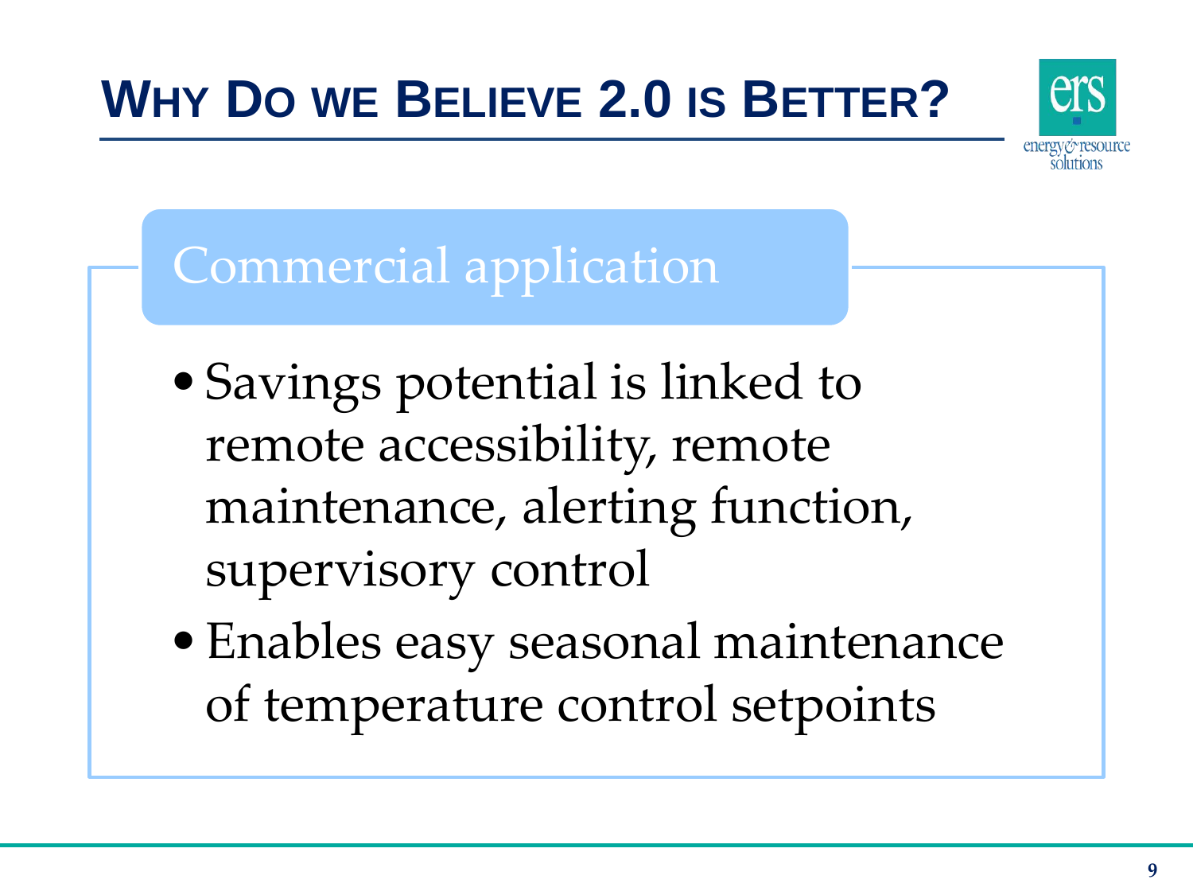# Why Do we Believe 2.0 is Better?

## Commercial application

- Savings potential is linked to remote accessibility, remote maintenance, alerting function, supervisory control
- Enables easy seasonal maintenance of temperature control setpoints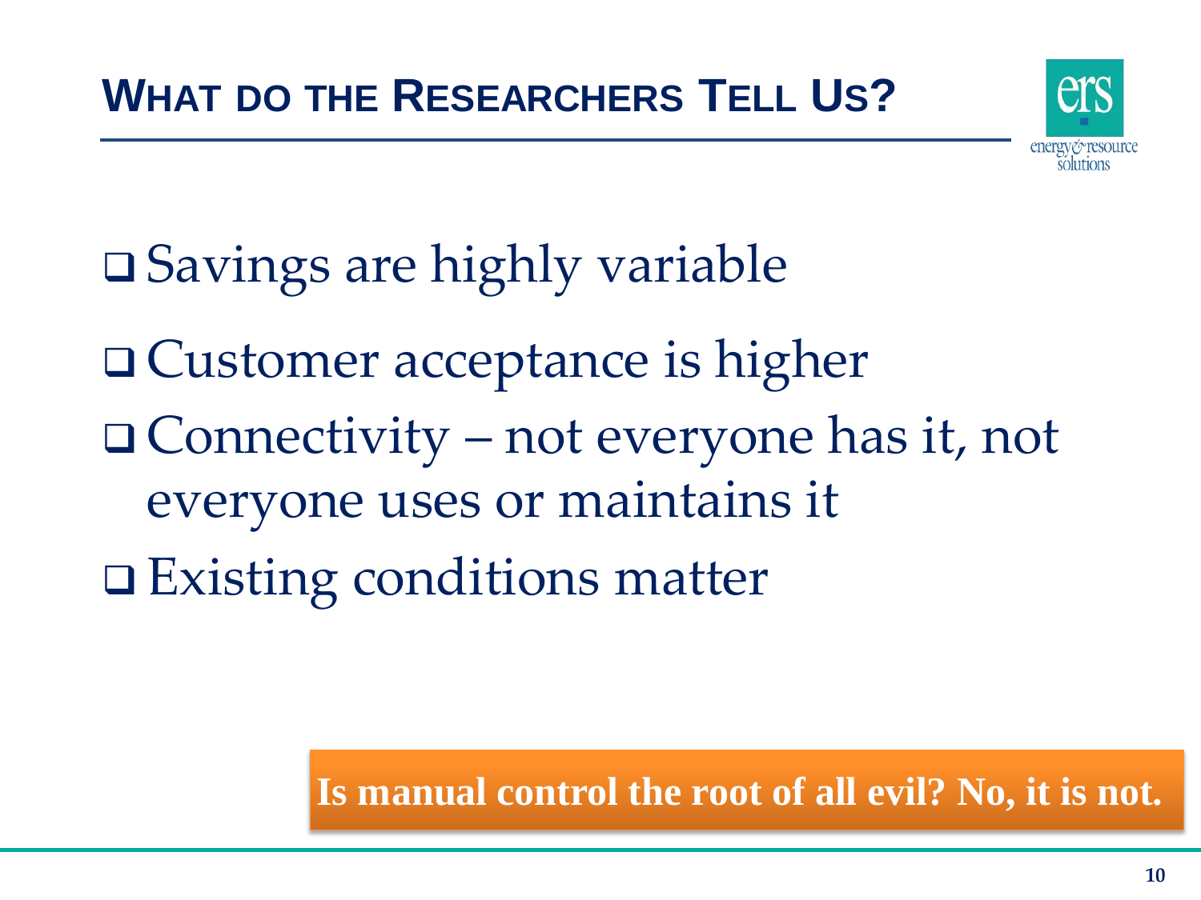# WHAT DO THE RESEARCHERS TELL US?

- Savings are highly variable
- Customer acceptance is higher
- Connectivity – not everyone has it, not everyone uses or maintains it
- Existing conditions matter

**Is manual control the root of all evil? No, it is not.**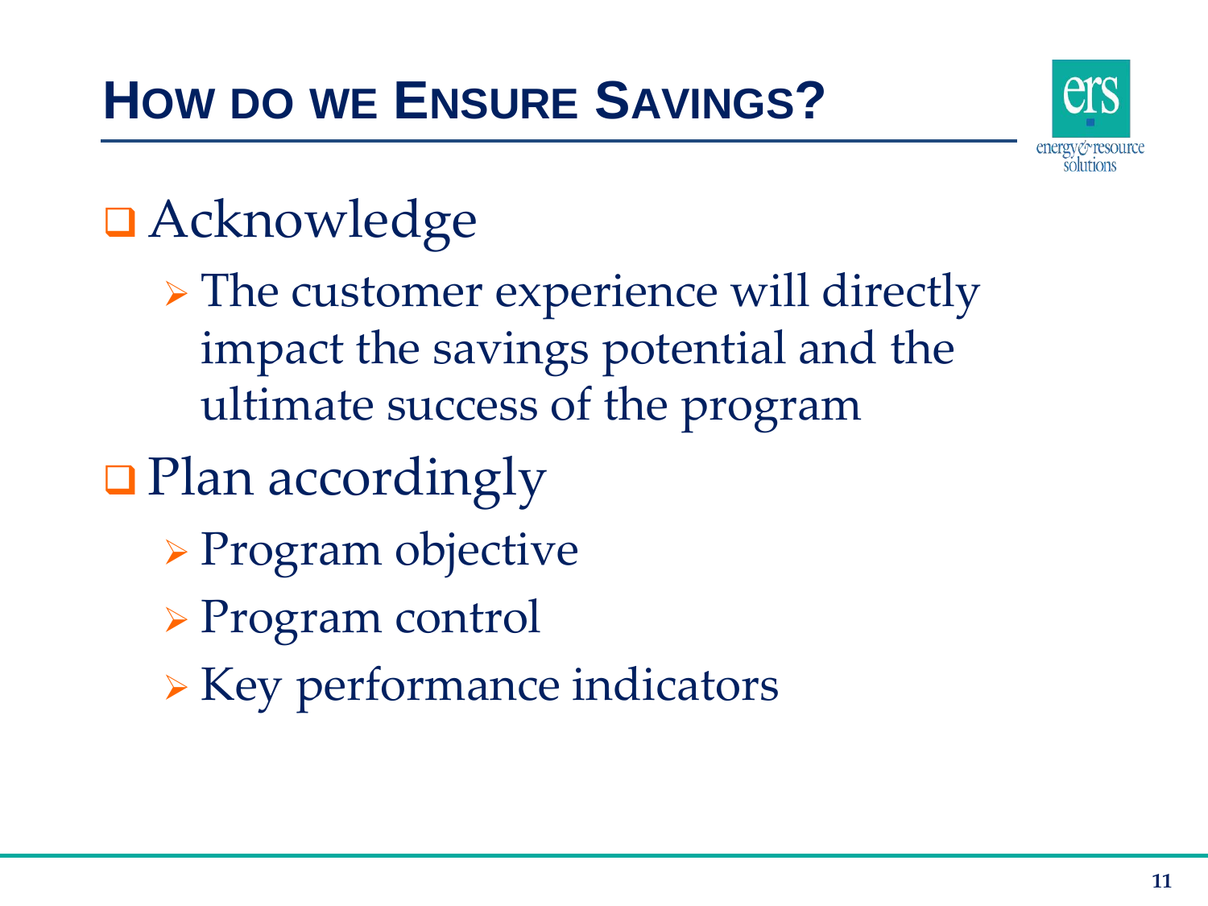# HOW DO WE ENSURE SAVINGS?

- Acknowledge
  - The customer experience will directly impact the savings potential and the ultimate success of the program
- Plan accordingly
  - Program objective
  - Program control
  - Key performance indicators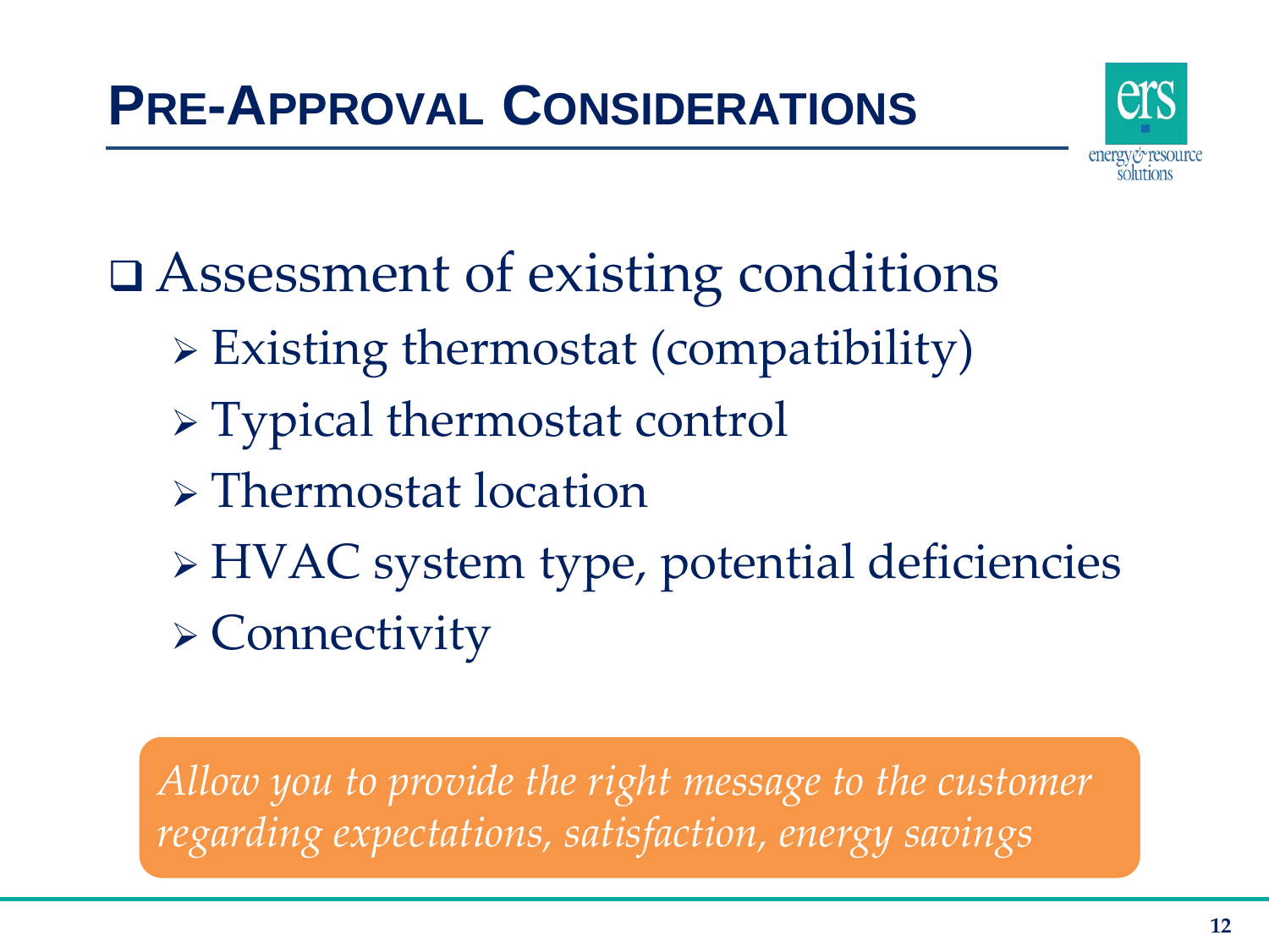# PRE-APPROVAL CONSIDERATIONS

- Assessment of existing conditions
  - Existing thermostat (compatibility)
  - Typical thermostat control
  - Thermostat location
  - HVAC system type, potential deficiencies
  - Connectivity

*Allow you to provide the right message to the customer regarding expectations, satisfaction, energy savings*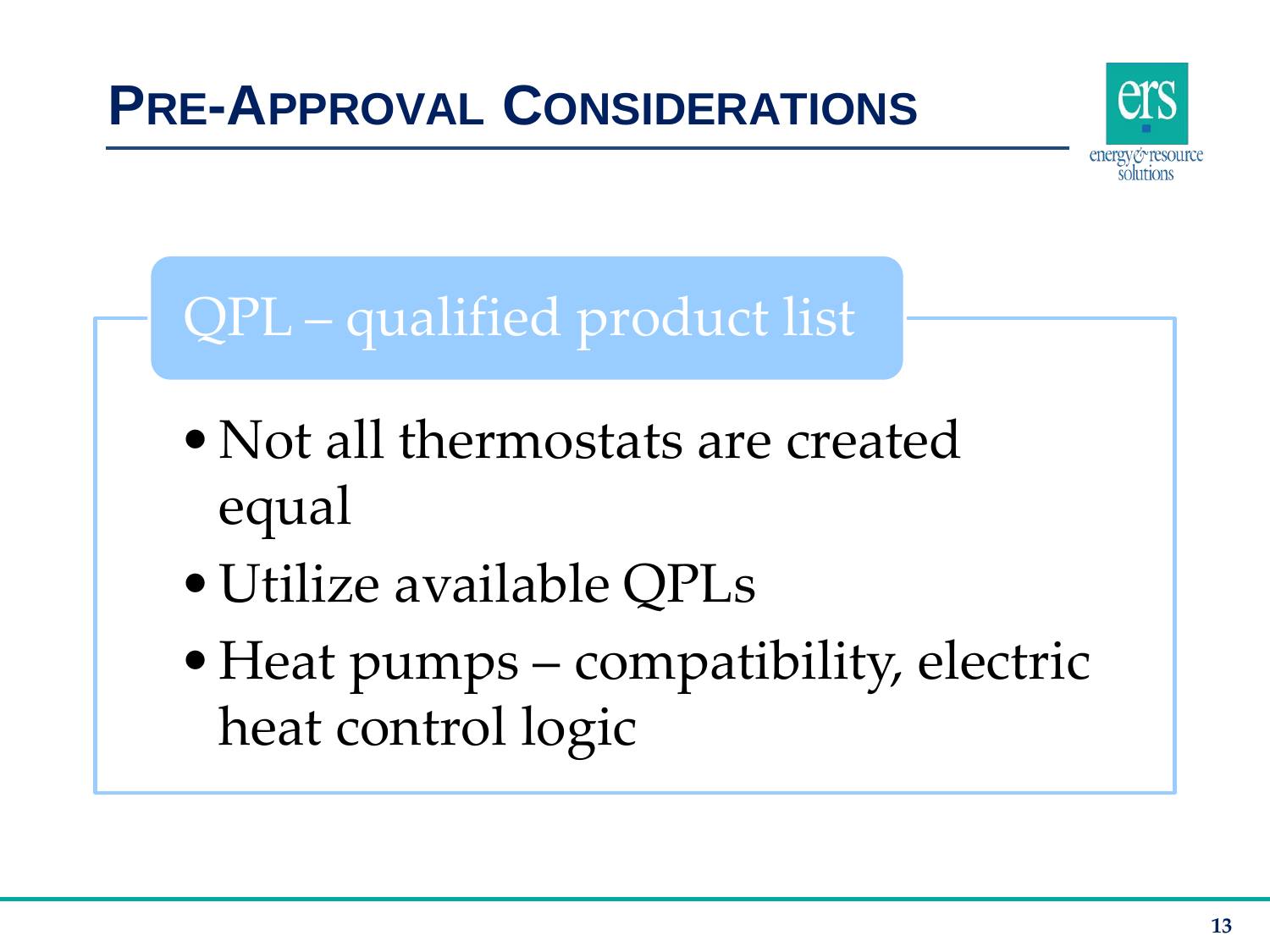# PRE-APPROVAL CONSIDERATIONS

## QPL – qualified product list

- Not all thermostats are created equal
- Utilize available QPLs
- Heat pumps – compatibility, electric heat control logic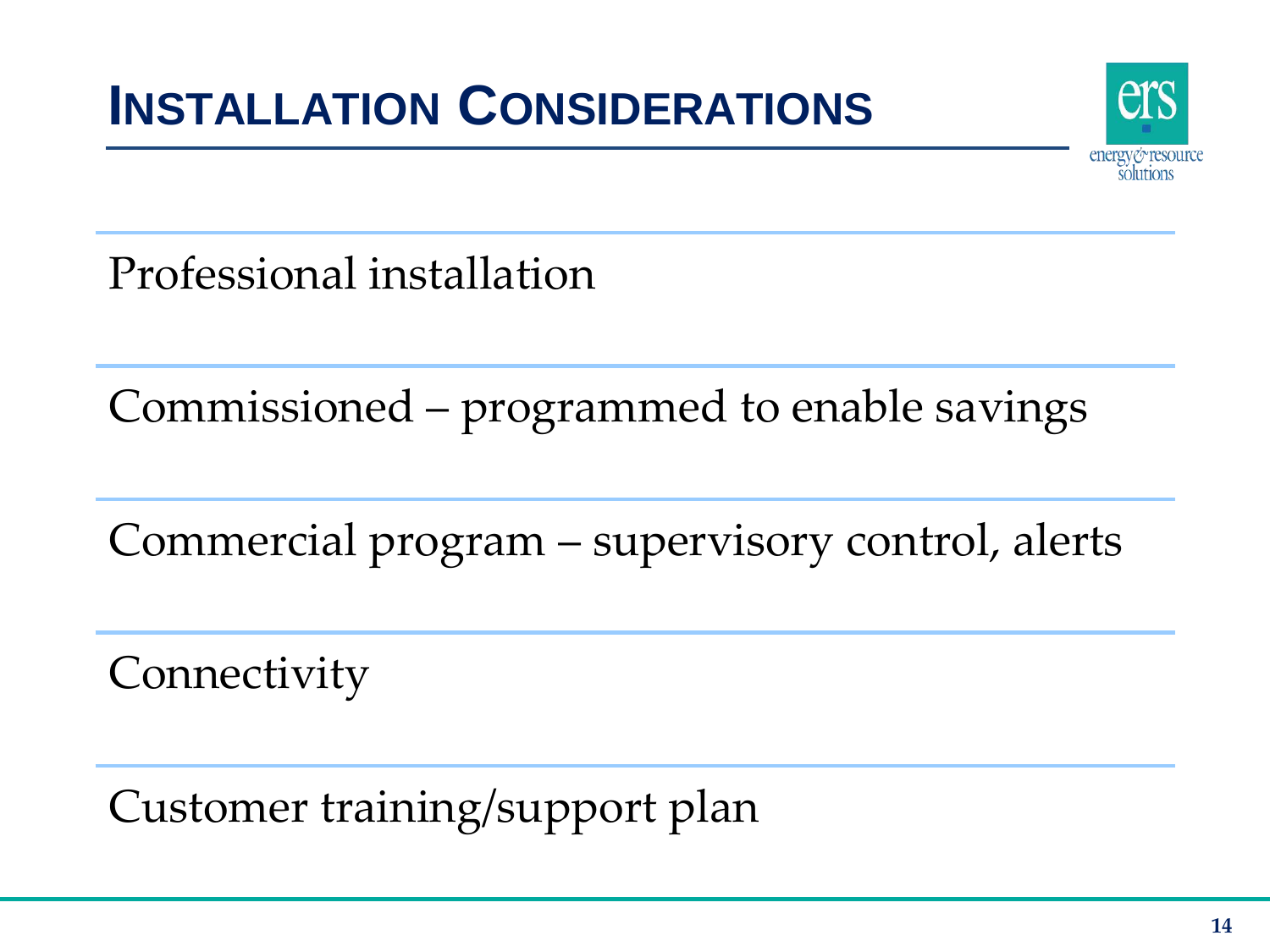# Installation Considerations

Professional installation

Commissioned – programmed to enable savings

Commercial program – supervisory control, alerts

Connectivity

Customer training/support plan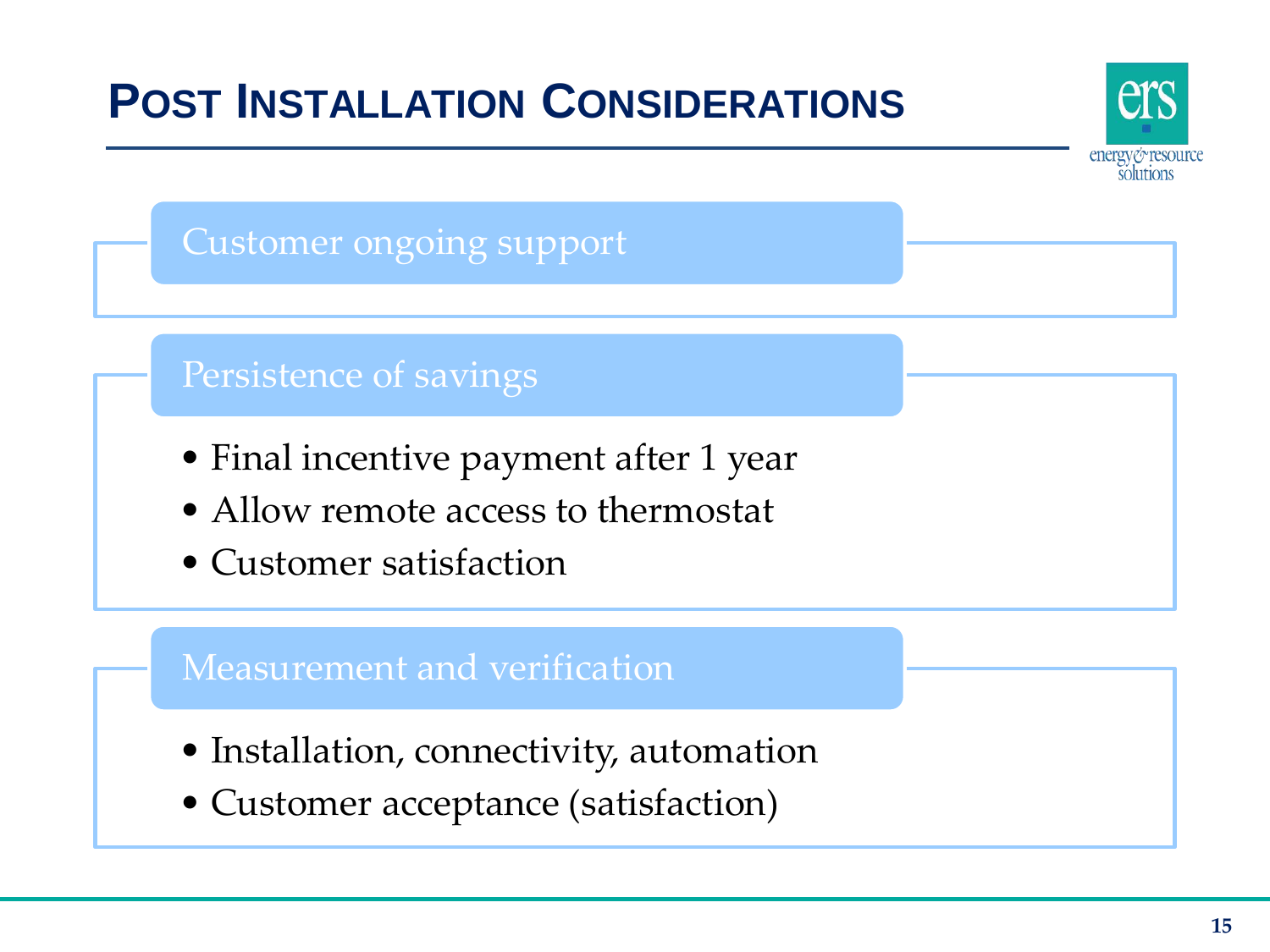# Post Installation Considerations

## Customer ongoing support

## Persistence of savings

- Final incentive payment after 1 year
- Allow remote access to thermostat
- Customer satisfaction

## Measurement and verification

- Installation, connectivity, automation
- Customer acceptance (satisfaction)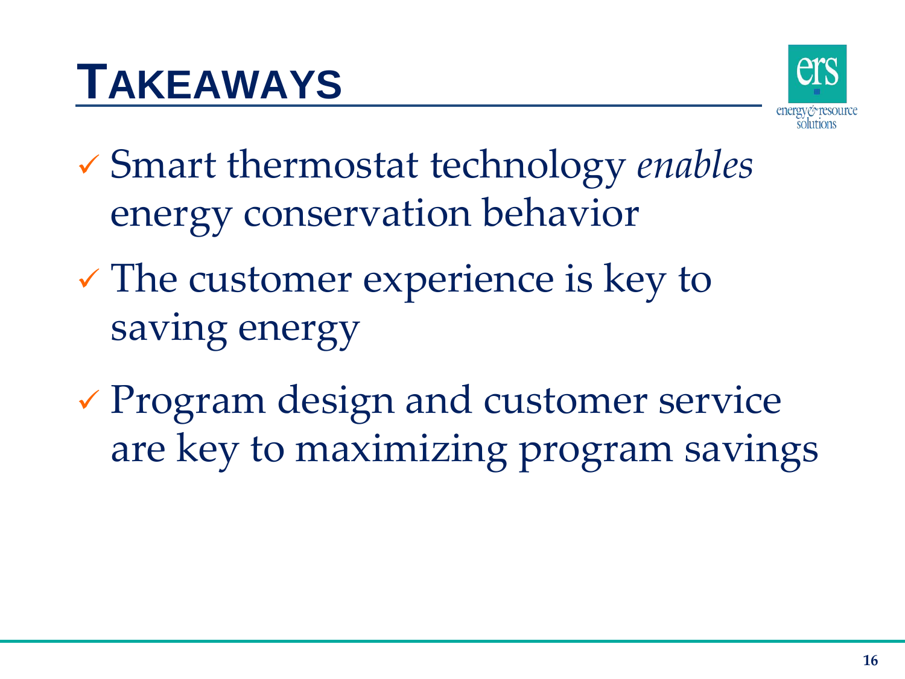# TAKEAWAYS

- ✓ Smart thermostat technology *enables* energy conservation behavior
- ✓ The customer experience is key to saving energy
- ✓ Program design and customer service are key to maximizing program savings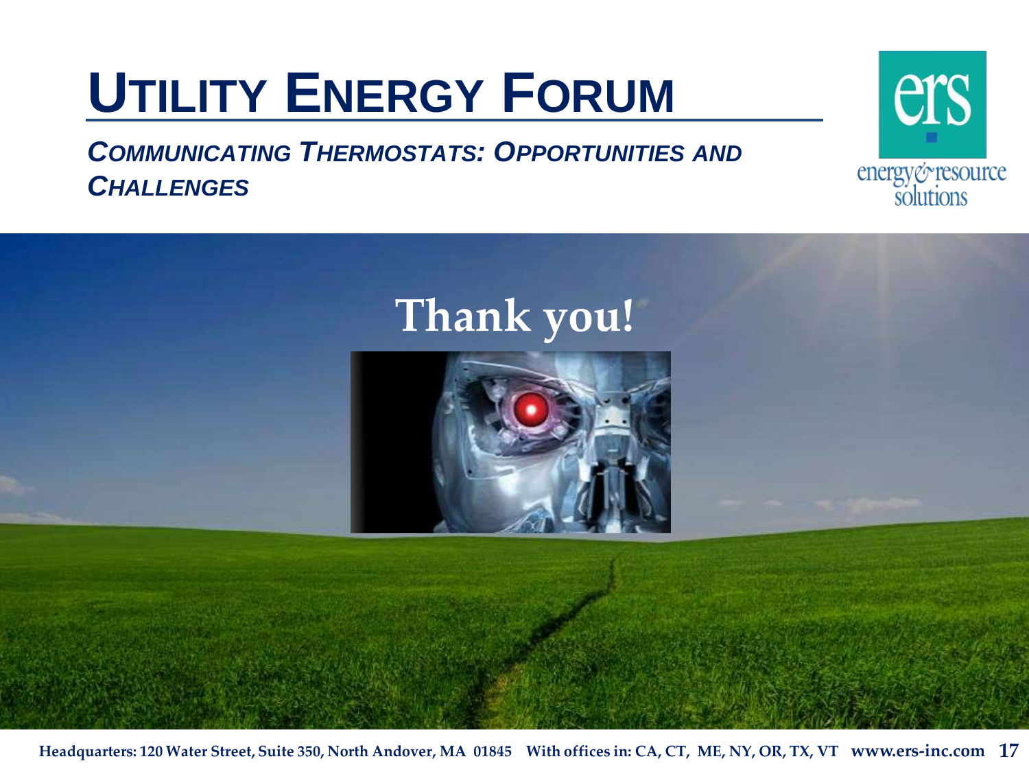# UTILITY ENERGY FORUM

***COMMUNICATING THERMOSTATS: OPPORTUNITIES AND CHALLENGES***

## Thank you!

**Headquarters: 120 Water Street, Suite 350, North Andover, MA 01845 With offices in: CA, CT, ME, NY, OR, TX, VT www.ers-inc.com**